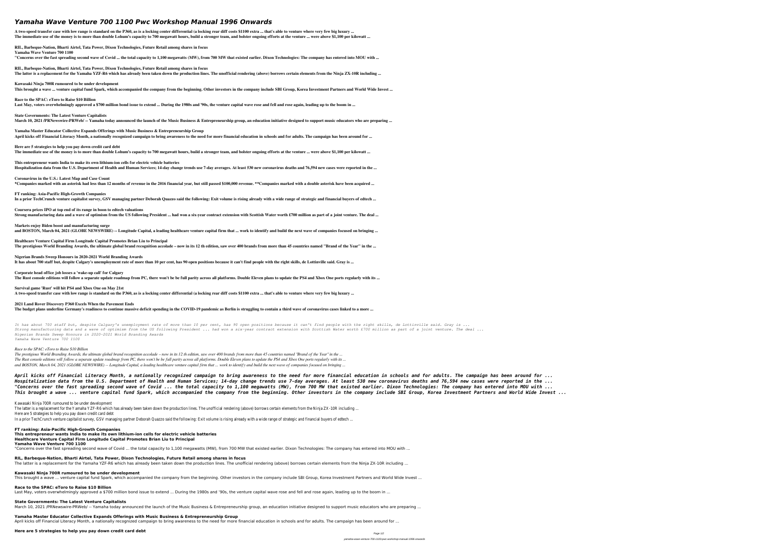# Yamaha Wave Venture 700 1100 Pwc Workshop Manual 1996 Onwards

**A two-speed transfer case with low range is standard on the P360, as is a locking center differential (a locking rear diff costs $1100 extra ... that's able to venture where very few big luxury ...**
**The immediate use of the money is to more than double Lohum's capacity to 700 megawatt hours, build a stronger team, and bolster ongoing efforts at the venture ... were above $1,100 per kilowatt ...**

**RIL, Barbeque-Nation, Bharti Airtel, Tata Power, Dixon Technologies, Future Retail among shares in focus**
**Yamaha Wave Venture 700 1100**
**"Concerns over the fast spreading second wave of Covid ... the total capacity to 1,100 megawatts (MW), from 700 MW that existed earlier. Dixon Technologies: The company has entered into MOU with ...**

**RIL, Barbeque-Nation, Bharti Airtel, Tata Power, Dixon Technologies, Future Retail among shares in focus**
**The latter is a replacement for the Yamaha YZF-R6 which has already been taken down the production lines. The unofficial rendering (above) borrows certain elements from the Ninja ZX-10R including ...**

**Kawasaki Ninja 700R rumoured to be under development**
**This brought a wave ... venture capital fund Spark, which accompanied the company from the beginning. Other investors in the company include SBI Group, Korea Investment Partners and World Wide Invest ...**

**Race to the SPAC: eToro to Raise $10 Billion**
**Last May, voters overwhelmingly approved a $700 million bond issue to extend ... During the 1980s and '90s, the venture capital wave rose and fell and rose again, leading up to the boom in ...**

**State Governments: The Latest Venture Capitalists**
**March 10, 2021 /PRNewswire-PRWeb/ -- Yamaha today announced the launch of the Music Business & Entrepreneurship group, an education initiative designed to support music educators who are preparing ...**

**Yamaha Master Educator Collective Expands Offerings with Music Business & Entrepreneurship Group**
**April kicks off Financial Literacy Month, a nationally recognized campaign to bring awareness to the need for more financial education in schools and for adults. The campaign has been around for ...**

**Here are 5 strategies to help you pay down credit card debt**
**The immediate use of the money is to more than double Lohum's capacity to 700 megawatt hours, build a stronger team, and bolster ongoing efforts at the venture ... were above $1,100 per kilowatt ...**

**This entrepreneur wants India to make its own lithium-ion cells for electric vehicle batteries**
**Hospitalization data from the U.S. Department of Health and Human Services; 14-day change trends use 7-day averages. At least 530 new coronavirus deaths and 76,594 new cases were reported in the ...**

**Coronavirus in the U.S.: Latest Map and Case Count**
**\*Companies marked with an asterisk had less than 12 months of revenue in the 2016 financial year, but still passed $100,000 revenue. \*\*Companies marked with a double asterisk have been acquired ...**

**FT ranking: Asia-Pacific High-Growth Companies**
**In a prior TechCrunch venture capitalist survey, GSV managing partner Deborah Quazzo said the following: Exit volume is rising already with a wide range of strategic and financial buyers of edtech ...**

**Coursera prices IPO at top end of its range in boon to edtech valuations**
**Strong manufacturing data and a wave of optimism from the US following President ... had won a six-year contract extension with Scottish Water worth £700 million as part of a joint venture. The deal ...**

**Markets enjoy Biden boost and manufacturing surge**
**and BOSTON, March 04, 2021 (GLOBE NEWSWIRE) -- Longitude Capital, a leading healthcare venture capital firm that ... work to identify and build the next wave of companies focused on bringing ...**

**Healthcare Venture Capital Firm Longitude Capital Promotes Brian Liu to Principal**
**The prestigious World Branding Awards, the ultimate global brand recognition accolade – now in its 12 th edition, saw over 400 brands from more than 45 countries named "Brand of the Year" in the ...**

**Nigerian Brands Sweep Honours in 2020-2021 World Branding Awards**
**It has about 700 staff but, despite Calgary's unemployment rate of more than 10 per cent, has 90 open positions because it can't find people with the right skills, de Lottinville said. Gray is ...**

**Corporate head office job losses a 'wake-up call' for Calgary**
**The Rust console editions will follow a separate update roadmap from PC, there won't be be full parity across all platforms. Double Eleven plans to update the PS4 and Xbox One ports regularly with its ...**

**Survival game 'Rust' will hit PS4 and Xbox One on May 21st**
**A two-speed transfer case with low range is standard on the P360, as is a locking center differential (a locking rear diff costs $1100 extra ... that's able to venture where very few big luxury ...**

**2021 Land Rover Discovery P360 Excels When the Pavement Ends**
**The budget plans underline Germany's readiness to continue massive deficit spending in the COVID-19 pandemic as Berlin is struggling to contain a third wave of coronavirus cases linked to a more ...**

*It has about 700 staff but, despite Calgary's unemployment rate of more than 10 per cent, has 90 open positions because it can't find people with the right skills, de Lottinville said. Gray is ...*
*Strong manufacturing data and a wave of optimism from the US following President ... had won a six-year contract extension with Scottish Water worth £700 million as part of a joint venture. The deal ...*
*Nigerian Brands Sweep Honours in 2020-2021 World Branding Awards*
*Yamaha Wave Venture 700 1100*

*Race to the SPAC: eToro to Raise $10 Billion*

*The prestigious World Branding Awards, the ultimate global brand recognition accolade – now in its 12 th edition, saw over 400 brands from more than 45 countries named "Brand of the Year" in the ...*
*The Rust console editions will follow a separate update roadmap from PC, there won't be be full parity across all platforms. Double Eleven plans to update the PS4 and Xbox One ports regularly with its ...*
*and BOSTON, March 04, 2021 (GLOBE NEWSWIRE) -- Longitude Capital, a leading healthcare venture capital firm that ... work to identify and build the next wave of companies focused on bringing ...*

***April kicks off Financial Literacy Month, a nationally recognized campaign to bring awareness to the need for more financial education in schools and for adults. The campaign has been around for ...***
***Hospitalization data from the U.S. Department of Health and Human Services; 14-day change trends use 7-day averages. At least 530 new coronavirus deaths and 76,594 new cases were reported in the ...***
***"Concerns over the fast spreading second wave of Covid ... the total capacity to 1,100 megawatts (MW), from 700 MW that existed earlier. Dixon Technologies: The company has entered into MOU with ...***
***This brought a wave ... venture capital fund Spark, which accompanied the company from the beginning. Other investors in the company include SBI Group, Korea Investment Partners and World Wide Invest ...***

Kawasaki Ninja 700R rumoured to be under development
The latter is a replacement for the Yamaha YZF-R6 which has already been taken down the production lines. The unofficial rendering (above) borrows certain elements from the Ninja ZX-10R including ...
Here are 5 strategies to help you pay down credit card debt
In a prior TechCrunch venture capitalist survey, GSV managing partner Deborah Quazzo said the following: Exit volume is rising already with a wide range of strategic and financial buyers of edtech ...

**FT ranking: Asia-Pacific High-Growth Companies**
**This entrepreneur wants India to make its own lithium-ion cells for electric vehicle batteries**
**Healthcare Venture Capital Firm Longitude Capital Promotes Brian Liu to Principal**
**Yamaha Wave Venture 700 1100**
"Concerns over the fast spreading second wave of Covid ... the total capacity to 1,100 megawatts (MW), from 700 MW that existed earlier. Dixon Technologies: The company has entered into MOU with ...

**RIL, Barbeque-Nation, Bharti Airtel, Tata Power, Dixon Technologies, Future Retail among shares in focus**
The latter is a replacement for the Yamaha YZF-R6 which has already been taken down the production lines. The unofficial rendering (above) borrows certain elements from the Ninja ZX-10R including ...

**Kawasaki Ninja 700R rumoured to be under development**
This brought a wave ... venture capital fund Spark, which accompanied the company from the beginning. Other investors in the company include SBI Group, Korea Investment Partners and World Wide Invest ...

**Race to the SPAC: eToro to Raise $10 Billion**
Last May, voters overwhelmingly approved a $700 million bond issue to extend ... During the 1980s and '90s, the venture capital wave rose and fell and rose again, leading up to the boom in ...

**State Governments: The Latest Venture Capitalists**
March 10, 2021 /PRNewswire-PRWeb/ -- Yamaha today announced the launch of the Music Business & Entrepreneurship group, an education initiative designed to support music educators who are preparing ...

**Yamaha Master Educator Collective Expands Offerings with Music Business & Entrepreneurship Group**
April kicks off Financial Literacy Month, a nationally recognized campaign to bring awareness to the need for more financial education in schools and for adults. The campaign has been around for ...

**Here are 5 strategies to help you pay down credit card debt**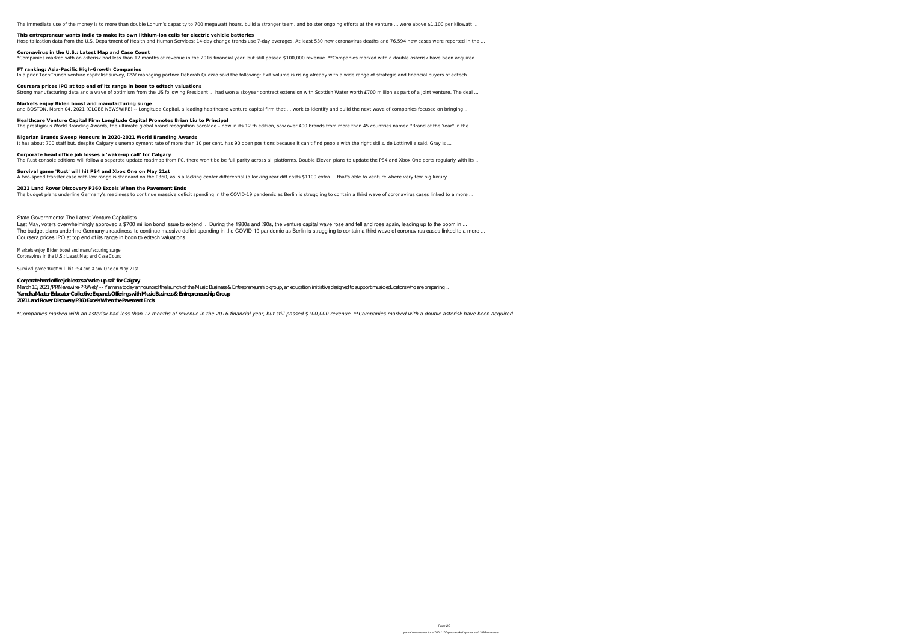The immediate use of the money is to more than double Lohum's capacity to 700 megawatt hours, build a stronger team, and bolster ongoing efforts at the venture ... were above $1,100 per kilowatt ...

**This entrepreneur wants India to make its own lithium-ion cells for electric vehicle batteries**

Hospitalization data from the U.S. Department of Health and Human Services; 14-day change trends use 7-day averages. At least 530 new coronavirus deaths and 76,594 new cases were reported in the ...

**Coronavirus in the U.S.: Latest Map and Case Count**

*Companies marked with an asterisk had less than 12 months of revenue in the 2016 financial year, but still passed $100,000 revenue. **Companies marked with a double asterisk have been acquired ...

**FT ranking: Asia-Pacific High-Growth Companies**

In a prior TechCrunch venture capitalist survey, GSV managing partner Deborah Quazzo said the following: Exit volume is rising already with a wide range of strategic and financial buyers of edtech ...

**Coursera prices IPO at top end of its range in boon to edtech valuations**

Strong manufacturing data and a wave of optimism from the US following President ... had won a six-year contract extension with Scottish Water worth £700 million as part of a joint venture. The deal ...

**Markets enjoy Biden boost and manufacturing surge**

and BOSTON, March 04, 2021 (GLOBE NEWSWIRE) -- Longitude Capital, a leading healthcare venture capital firm that ... work to identify and build the next wave of companies focused on bringing ...

**Healthcare Venture Capital Firm Longitude Capital Promotes Brian Liu to Principal**

The prestigious World Branding Awards, the ultimate global brand recognition accolade – now in its 12 th edition, saw over 400 brands from more than 45 countries named "Brand of the Year" in the ...

**Nigerian Brands Sweep Honours in 2020-2021 World Branding Awards**

It has about 700 staff but, despite Calgary's unemployment rate of more than 10 per cent, has 90 open positions because it can't find people with the right skills, de Lottinville said. Gray is ...

**Corporate head office job losses a 'wake-up call' for Calgary**

The Rust console editions will follow a separate update roadmap from PC, there won't be be full parity across all platforms. Double Eleven plans to update the PS4 and Xbox One ports regularly with its ...

**Survival game 'Rust' will hit PS4 and Xbox One on May 21st**

A two-speed transfer case with low range is standard on the P360, as is a locking center differential (a locking rear diff costs $1100 extra ... that's able to venture where very few big luxury ...

**2021 Land Rover Discovery P360 Excels When the Pavement Ends**

The budget plans underline Germany's readiness to continue massive deficit spending in the COVID-19 pandemic as Berlin is struggling to contain a third wave of coronavirus cases linked to a more ...

State Governments: The Latest Venture Capitalists

Last May, voters overwhelmingly approved a $700 million bond issue to extend ... During the 1980s and '90s, the venture capital wave rose and fell and rose again, leading up to the boom in ...

The budget plans underline Germany's readiness to continue massive deficit spending in the COVID-19 pandemic as Berlin is struggling to contain a third wave of coronavirus cases linked to a more ...

Coursera prices IPO at top end of its range in boon to edtech valuations

Markets enjoy Biden boost and manufacturing surge

Coronavirus in the U.S.: Latest Map and Case Count

Survival game 'Rust' will hit PS4 and Xbox One on May 21st

**Corporate head office job losses a 'wake-up call' for Calgary**

March 10, 2021 /PRNewswire-PRWeb/ -- Yamaha today announced the launch of the Music Business & Entrepreneurship group, an education initiative designed to support music educators who are preparing ...

**Yamaha Master Educator Collective Expands Offerings with Music Business & Entrepreneurship Group**

**2021 Land Rover Discovery P360 Excels When the Pavement Ends**

*\*Companies marked with an asterisk had less than 12 months of revenue in the 2016 financial year, but still passed $100,000 revenue. \*\*Companies marked with a double asterisk have been acquired ...*